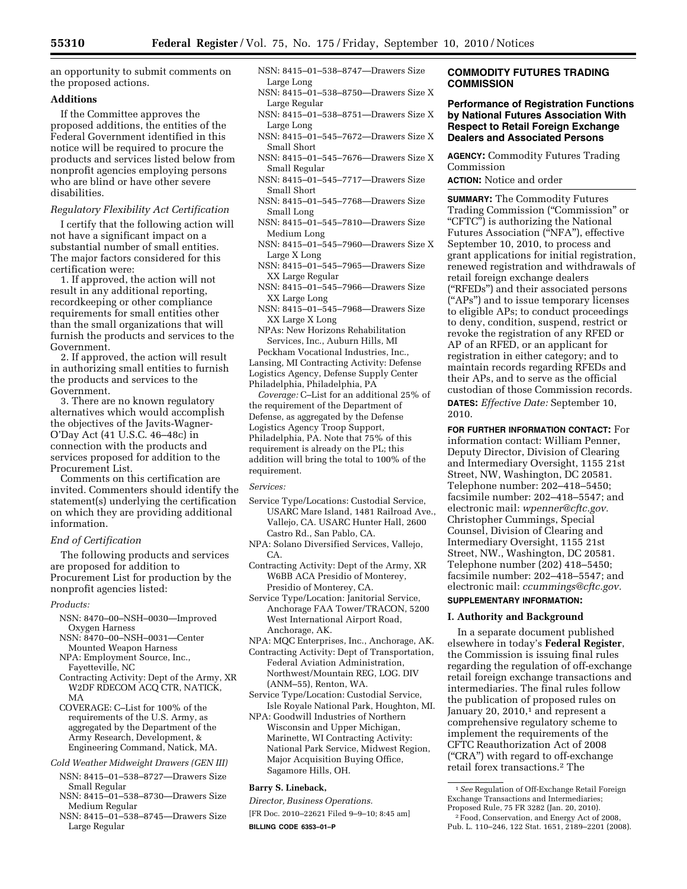an opportunity to submit comments on the proposed actions.

### Additions

If the Committee approves the proposed additions, the entities of the Federal Government identified in this notice will be required to procure the products and services listed below from nonprofit agencies employing persons who are blind or have other severe disabilities.

*Regulatory Flexibility Act Certification*

I certify that the following action will not have a significant impact on a substantial number of small entities. The major factors considered for this certification were:

1. If approved, the action will not result in any additional reporting, recordkeeping or other compliance requirements for small entities other than the small organizations that will furnish the products and services to the Government.

2. If approved, the action will result in authorizing small entities to furnish the products and services to the Government.

3. There are no known regulatory alternatives which would accomplish the objectives of the Javits-Wagner-O'Day Act (41 U.S.C. 46–48c) in connection with the products and services proposed for addition to the Procurement List.

Comments on this certification are invited. Commenters should identify the statement(s) underlying the certification on which they are providing additional information.

*End of Certification*

The following products and services are proposed for addition to Procurement List for production by the nonprofit agencies listed:

*Products:*

NSN: 8470–00–NSH–0030—Improved Oxygen Harness
NSN: 8470–00–NSH–0031—Center Mounted Weapon Harness
NPA: Employment Source, Inc., Fayetteville, NC
Contracting Activity: Dept of the Army, XR W2DF RDECOM ACQ CTR, NATICK, MA
COVERAGE: C–List for 100% of the requirements of the U.S. Army, as aggregated by the Department of the Army Research, Development, & Engineering Command, Natick, MA.

*Cold Weather Midweight Drawers (GEN III)*

NSN: 8415–01–538–8727—Drawers Size Small Regular
NSN: 8415–01–538–8730—Drawers Size Medium Regular
NSN: 8415–01–538–8745—Drawers Size Large Regular
NSN: 8415–01–538–8747—Drawers Size Large Long
NSN: 8415–01–538–8750—Drawers Size X Large Regular
NSN: 8415–01–538–8751—Drawers Size X Large Long
NSN: 8415–01–545–7672—Drawers Size X Small Short
NSN: 8415–01–545–7676—Drawers Size X Small Regular
NSN: 8415–01–545–7717—Drawers Size Small Short
NSN: 8415–01–545–7768—Drawers Size Small Long
NSN: 8415–01–545–7810—Drawers Size Medium Long
NSN: 8415–01–545–7960—Drawers Size X Large X Long
NSN: 8415–01–545–7965—Drawers Size XX Large Regular
NSN: 8415–01–545–7966—Drawers Size XX Large Long
NSN: 8415–01–545–7968—Drawers Size XX Large X Long
NPAs: New Horizons Rehabilitation Services, Inc., Auburn Hills, MI
Peckham Vocational Industries, Inc., Lansing, MI Contracting Activity: Defense Logistics Agency, Defense Supply Center Philadelphia, Philadelphia, PA

*Coverage:* C–List for an additional 25% of the requirement of the Department of Defense, as aggregated by the Defense Logistics Agency Troop Support, Philadelphia, PA. Note that 75% of this requirement is already on the PL; this addition will bring the total to 100% of the requirement.

*Services:*

Service Type/Locations: Custodial Service, USARC Mare Island, 1481 Railroad Ave., Vallejo, CA. USARC Hunter Hall, 2600 Castro Rd., San Pablo, CA.
NPA: Solano Diversified Services, Vallejo, CA.
Contracting Activity: Dept of the Army, XR W6BB ACA Presidio of Monterey, Presidio of Monterey, CA.
Service Type/Location: Janitorial Service, Anchorage FAA Tower/TRACON, 5200 West International Airport Road, Anchorage, AK.
NPA: MQC Enterprises, Inc., Anchorage, AK.
Contracting Activity: Dept of Transportation, Federal Aviation Administration, Northwest/Mountain REG, LOG. DIV (ANM–55), Renton, WA.
Service Type/Location: Custodial Service, Isle Royale National Park, Houghton, MI.
NPA: Goodwill Industries of Northern Wisconsin and Upper Michigan, Marinette, WI Contracting Activity: National Park Service, Midwest Region, Major Acquisition Buying Office, Sagamore Hills, OH.

**Barry S. Lineback,**

*Director, Business Operations.*

[FR Doc. 2010–22621 Filed 9–9–10; 8:45 am]

**BILLING CODE 6353–01–P**

## COMMODITY FUTURES TRADING COMMISSION

### Performance of Registration Functions by National Futures Association With Respect to Retail Foreign Exchange Dealers and Associated Persons

**AGENCY:** Commodity Futures Trading Commission

**ACTION:** Notice and order

**SUMMARY:** The Commodity Futures Trading Commission ("Commission" or "CFTC") is authorizing the National Futures Association ("NFA"), effective September 10, 2010, to process and grant applications for initial registration, renewed registration and withdrawals of retail foreign exchange dealers ("RFEDs") and their associated persons ("APs") and to issue temporary licenses to eligible APs; to conduct proceedings to deny, condition, suspend, restrict or revoke the registration of any RFED or AP of an RFED, or an applicant for registration in either category; and to maintain records regarding RFEDs and their APs, and to serve as the official custodian of those Commission records.

**DATES:** *Effective Date:* September 10, 2010.

**FOR FURTHER INFORMATION CONTACT:** For information contact: William Penner, Deputy Director, Division of Clearing and Intermediary Oversight, 1155 21st Street, NW, Washington, DC 20581. Telephone number: 202–418–5450; facsimile number: 202–418–5547; and electronic mail: *wpenner@cftc.gov.* Christopher Cummings, Special Counsel, Division of Clearing and Intermediary Oversight, 1155 21st Street, NW., Washington, DC 20581. Telephone number (202) 418–5450; facsimile number: 202–418–5547; and electronic mail: *ccummings@cftc.gov.*

**SUPPLEMENTARY INFORMATION:**

### I. Authority and Background

In a separate document published elsewhere in today's **Federal Register**, the Commission is issuing final rules regarding the regulation of off-exchange retail foreign exchange transactions and intermediaries. The final rules follow the publication of proposed rules on January 20, 2010,[1] and represent a comprehensive regulatory scheme to implement the requirements of the CFTC Reauthorization Act of 2008 ("CRA") with regard to off-exchange retail forex transactions.[2] The

[1] *See* Regulation of Off-Exchange Retail Foreign Exchange Transactions and Intermediaries; Proposed Rule, 75 FR 3282 (Jan. 20, 2010).

[2] Food, Conservation, and Energy Act of 2008, Pub. L. 110–246, 122 Stat. 1651, 2189–2201 (2008).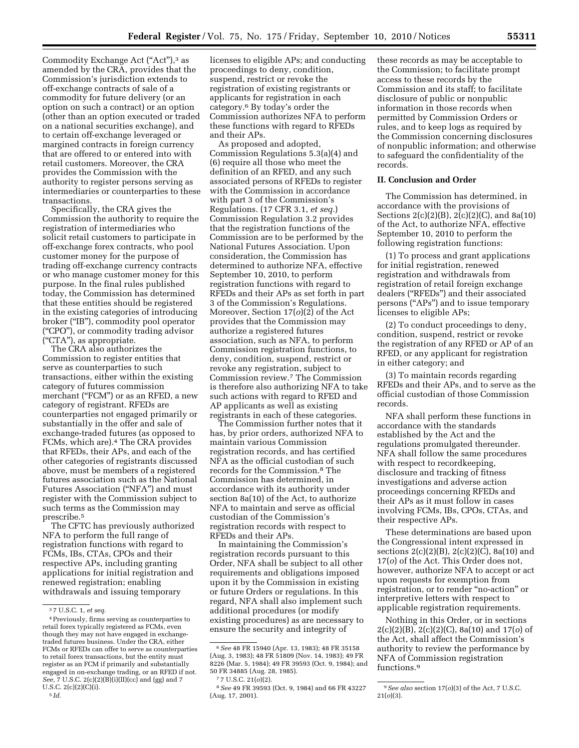Commodity Exchange Act ("Act"),[3] as amended by the CRA, provides that the Commission's jurisdiction extends to off-exchange contracts of sale of a commodity for future delivery (or an option on such a contract) or an option (other than an option executed or traded on a national securities exchange), and to certain off-exchange leveraged or margined contracts in foreign currency that are offered to or entered into with retail customers. Moreover, the CRA provides the Commission with the authority to register persons serving as intermediaries or counterparties to these transactions.

Specifically, the CRA gives the Commission the authority to require the registration of intermediaries who solicit retail customers to participate in off-exchange forex contracts, who pool customer money for the purpose of trading off-exchange currency contracts or who manage customer money for this purpose. In the final rules published today, the Commission has determined that these entities should be registered in the existing categories of introducing broker ("IB"), commodity pool operator ("CPO"), or commodity trading advisor ("CTA"), as appropriate.

The CRA also authorizes the Commission to register entities that serve as counterparties to such transactions, either within the existing category of futures commission merchant ("FCM") or as an RFED, a new category of registrant. RFEDs are counterparties not engaged primarily or substantially in the offer and sale of exchange-traded futures (as opposed to FCMs, which are).[4] The CRA provides that RFEDs, their APs, and each of the other categories of registrants discussed above, must be members of a registered futures association such as the National Futures Association ("NFA") and must register with the Commission subject to such terms as the Commission may prescribe.[5]

The CFTC has previously authorized NFA to perform the full range of registration functions with regard to FCMs, IBs, CTAs, CPOs and their respective APs, including granting applications for initial registration and renewed registration; enabling withdrawals and issuing temporary licenses to eligible APs; and conducting proceedings to deny, condition, suspend, restrict or revoke the registration of existing registrants or applicants for registration in each category.[6] By today's order the Commission authorizes NFA to perform these functions with regard to RFEDs and their APs.

As proposed and adopted, Commission Regulations 5.3(a)(4) and (6) require all those who meet the definition of an RFED, and any such associated persons of RFEDs to register with the Commission in accordance with part 3 of the Commission's Regulations. (17 CFR 3.1, *et seq.*) Commission Regulation 3.2 provides that the registration functions of the Commission are to be performed by the National Futures Association. Upon consideration, the Commission has determined to authorize NFA, effective September 10, 2010, to perform registration functions with regard to RFEDs and their APs as set forth in part 3 of the Commission's Regulations. Moreover, Section 17(*o*)(2) of the Act provides that the Commission may authorize a registered futures association, such as NFA, to perform Commission registration functions, to deny, condition, suspend, restrict or revoke any registration, subject to Commission review.[7] The Commission is therefore also authorizing NFA to take such actions with regard to RFED and AP applicants as well as existing registrants in each of these categories.

The Commission further notes that it has, by prior orders, authorized NFA to maintain various Commission registration records, and has certified NFA as the official custodian of such records for the Commission.[8] The Commission has determined, in accordance with its authority under section 8a(10) of the Act, to authorize NFA to maintain and serve as official custodian of the Commission's registration records with respect to RFEDs and their APs.

In maintaining the Commission's registration records pursuant to this Order, NFA shall be subject to all other requirements and obligations imposed upon it by the Commission in existing or future Orders or regulations. In this regard, NFA shall also implement such additional procedures (or modify existing procedures) as are necessary to ensure the security and integrity of these records as may be acceptable to the Commission; to facilitate prompt access to these records by the Commission and its staff; to facilitate disclosure of public or nonpublic information in those records when permitted by Commission Orders or rules, and to keep logs as required by the Commission concerning disclosures of nonpublic information; and otherwise to safeguard the confidentiality of the records.

## II. Conclusion and Order

The Commission has determined, in accordance with the provisions of Sections 2(c)(2)(B), 2(c)(2)(C), and 8a(10) of the Act, to authorize NFA, effective September 10, 2010 to perform the following registration functions:

(1) To process and grant applications for initial registration, renewed registration and withdrawals from registration of retail foreign exchange dealers ("RFEDs") and their associated persons ("APs") and to issue temporary licenses to eligible APs;

(2) To conduct proceedings to deny, condition, suspend, restrict or revoke the registration of any RFED or AP of an RFED, or any applicant for registration in either category; and

(3) To maintain records regarding RFEDs and their APs, and to serve as the official custodian of those Commission records.

NFA shall perform these functions in accordance with the standards established by the Act and the regulations promulgated thereunder. NFA shall follow the same procedures with respect to recordkeeping, disclosure and tracking of fitness investigations and adverse action proceedings concerning RFEDs and their APs as it must follow in cases involving FCMs, IBs, CPOs, CTAs, and their respective APs.

These determinations are based upon the Congressional intent expressed in sections 2(c)(2)(B), 2(c)(2)(C), 8a(10) and 17(*o*) of the Act. This Order does not, however, authorize NFA to accept or act upon requests for exemption from registration, or to render "no-action" or interpretive letters with respect to applicable registration requirements.

Nothing in this Order, or in sections 2(c)(2)(B), 2(c)(2)(C), 8a(10) and 17(*o*) of the Act, shall affect the Commission's authority to review the performance by NFA of Commission registration functions.[9]

---

[3] 7 U.S.C. 1, *et seq.*

[4] Previously, firms serving as counterparties to retail forex typically registered as FCMs, even though they may not have engaged in exchange-traded futures business. Under the CRA, either FCMs or RFEDs can offer to serve as counterparties to retail forex transactions, but the entity must register as an FCM if primarily and substantially engaged in on-exchange trading, or an RFED if not. *See,* 7 U.S.C. 2(c)(2)(B)(i)(II)(cc) and (gg) and 7 U.S.C. 2(c)(2)(C)(i).

[5] *Id.*

[6] *See* 48 FR 15940 (Apr. 13, 1983); 48 FR 35158 (Aug. 3, 1983); 48 FR 51809 (Nov. 14, 1983); 49 FR 8226 (Mar. 5, 1984); 49 FR 39593 (Oct. 9, 1984); and 50 FR 34885 (Aug. 28, 1985).

[7] 7 U.S.C. 21(*o*)(2).

[8] *See* 49 FR 39593 (Oct. 9, 1984) and 66 FR 43227 (Aug. 17, 2001).

[9] *See also* section 17(*o*)(3) of the Act, 7 U.S.C. 21(*o*)(3).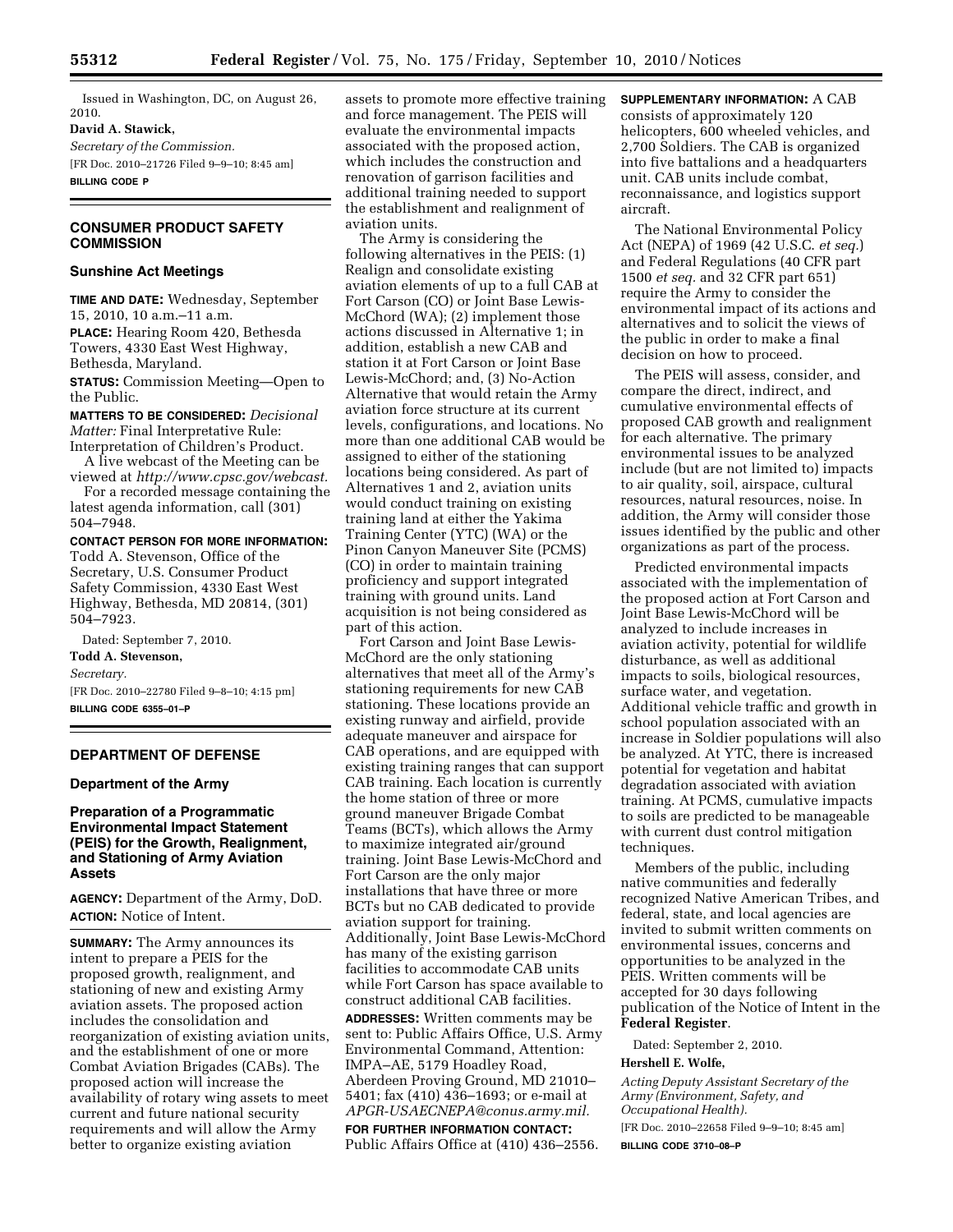Issued in Washington, DC, on August 26, 2010.

**David A. Stawick,**

*Secretary of the Commission.*

[FR Doc. 2010–21726 Filed 9–9–10; 8:45 am]

**BILLING CODE P**

## CONSUMER PRODUCT SAFETY COMMISSION

### Sunshine Act Meetings

**TIME AND DATE:** Wednesday, September 15, 2010, 10 a.m.–11 a.m.

**PLACE:** Hearing Room 420, Bethesda Towers, 4330 East West Highway, Bethesda, Maryland.

**STATUS:** Commission Meeting—Open to the Public.

**MATTERS TO BE CONSIDERED:** *Decisional Matter:* Final Interpretative Rule: Interpretation of Children's Product.

A live webcast of the Meeting can be viewed at *http://www.cpsc.gov/webcast.*

For a recorded message containing the latest agenda information, call (301) 504–7948.

**CONTACT PERSON FOR MORE INFORMATION:** Todd A. Stevenson, Office of the Secretary, U.S. Consumer Product Safety Commission, 4330 East West Highway, Bethesda, MD 20814, (301) 504–7923.

Dated: September 7, 2010.

**Todd A. Stevenson,**

*Secretary.*

[FR Doc. 2010–22780 Filed 9–8–10; 4:15 pm]

**BILLING CODE 6355–01–P**

## DEPARTMENT OF DEFENSE

### Department of the Army

### Preparation of a Programmatic Environmental Impact Statement (PEIS) for the Growth, Realignment, and Stationing of Army Aviation Assets

**AGENCY:** Department of the Army, DoD.

**ACTION:** Notice of Intent.

**SUMMARY:** The Army announces its intent to prepare a PEIS for the proposed growth, realignment, and stationing of new and existing Army aviation assets. The proposed action includes the consolidation and reorganization of existing aviation units, and the establishment of one or more Combat Aviation Brigades (CABs). The proposed action will increase the availability of rotary wing assets to meet current and future national security requirements and will allow the Army better to organize existing aviation assets to promote more effective training and force management. The PEIS will evaluate the environmental impacts associated with the proposed action, which includes the construction and renovation of garrison facilities and additional training needed to support the establishment and realignment of aviation units.

The Army is considering the following alternatives in the PEIS: (1) Realign and consolidate existing aviation elements of up to a full CAB at Fort Carson (CO) or Joint Base Lewis-McChord (WA); (2) implement those actions discussed in Alternative 1; in addition, establish a new CAB and station it at Fort Carson or Joint Base Lewis-McChord; and, (3) No-Action Alternative that would retain the Army aviation force structure at its current levels, configurations, and locations. No more than one additional CAB would be assigned to either of the stationing locations being considered. As part of Alternatives 1 and 2, aviation units would conduct training on existing training land at either the Yakima Training Center (YTC) (WA) or the Pinon Canyon Maneuver Site (PCMS) (CO) in order to maintain training proficiency and support integrated training with ground units. Land acquisition is not being considered as part of this action.

Fort Carson and Joint Base Lewis-McChord are the only stationing alternatives that meet all of the Army's stationing requirements for new CAB stationing. These locations provide an existing runway and airfield, provide adequate maneuver and airspace for CAB operations, and are equipped with existing training ranges that can support CAB training. Each location is currently the home station of three or more ground maneuver Brigade Combat Teams (BCTs), which allows the Army to maximize integrated air/ground training. Joint Base Lewis-McChord and Fort Carson are the only major installations that have three or more BCTs but no CAB dedicated to provide aviation support for training. Additionally, Joint Base Lewis-McChord has many of the existing garrison facilities to accommodate CAB units while Fort Carson has space available to construct additional CAB facilities.

**ADDRESSES:** Written comments may be sent to: Public Affairs Office, U.S. Army Environmental Command, Attention: IMPA–AE, 5179 Hoadley Road, Aberdeen Proving Ground, MD 21010–5401; fax (410) 436–1693; or e-mail at *APGR-USAECNEPA@conus.army.mil.*

**FOR FURTHER INFORMATION CONTACT:** Public Affairs Office at (410) 436–2556.

**SUPPLEMENTARY INFORMATION:** A CAB consists of approximately 120 helicopters, 600 wheeled vehicles, and 2,700 Soldiers. The CAB is organized into five battalions and a headquarters unit. CAB units include combat, reconnaissance, and logistics support aircraft.

The National Environmental Policy Act (NEPA) of 1969 (42 U.S.C. *et seq.*) and Federal Regulations (40 CFR part 1500 *et seq.* and 32 CFR part 651) require the Army to consider the environmental impact of its actions and alternatives and to solicit the views of the public in order to make a final decision on how to proceed.

The PEIS will assess, consider, and compare the direct, indirect, and cumulative environmental effects of proposed CAB growth and realignment for each alternative. The primary environmental issues to be analyzed include (but are not limited to) impacts to air quality, soil, airspace, cultural resources, natural resources, noise. In addition, the Army will consider those issues identified by the public and other organizations as part of the process.

Predicted environmental impacts associated with the implementation of the proposed action at Fort Carson and Joint Base Lewis-McChord will be analyzed to include increases in aviation activity, potential for wildlife disturbance, as well as additional impacts to soils, biological resources, surface water, and vegetation. Additional vehicle traffic and growth in school population associated with an increase in Soldier populations will also be analyzed. At YTC, there is increased potential for vegetation and habitat degradation associated with aviation training. At PCMS, cumulative impacts to soils are predicted to be manageable with current dust control mitigation techniques.

Members of the public, including native communities and federally recognized Native American Tribes, and federal, state, and local agencies are invited to submit written comments on environmental issues, concerns and opportunities to be analyzed in the PEIS. Written comments will be accepted for 30 days following publication of the Notice of Intent in the **Federal Register**.

Dated: September 2, 2010.

**Hershell E. Wolfe,**

*Acting Deputy Assistant Secretary of the Army (Environment, Safety, and Occupational Health).*

[FR Doc. 2010–22658 Filed 9–9–10; 8:45 am]

**BILLING CODE 3710–08–P**